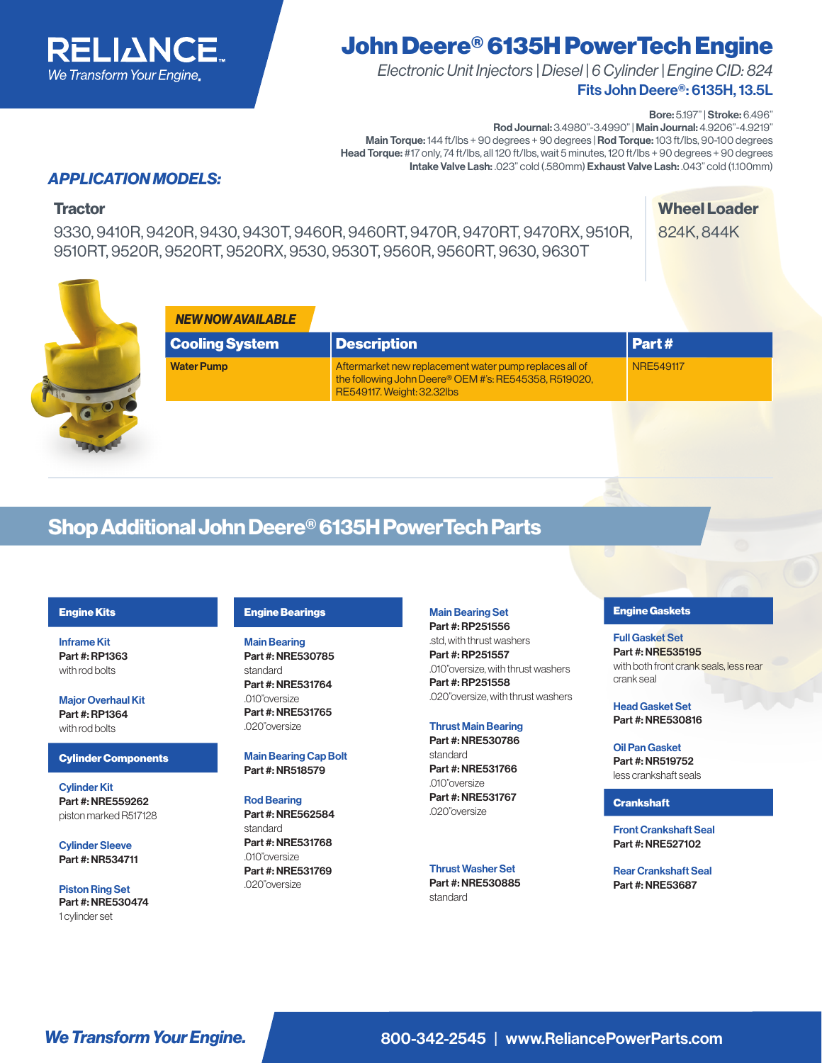RELIANCE
*We Transform Your Engine.*

# John Deere® 6135H PowerTech Engine

*Electronic Unit Injectors | Diesel | 6 Cylinder | Engine CID: 824*

**Fits John Deere®: 6135H, 13.5L**

**Bore:** 5.197" | **Stroke:** 6.496"
**Rod Journal:** 3.4980"-3.4990" | **Main Journal:** 4.9206"-4.9219"
**Main Torque:** 144 ft/lbs + 90 degrees + 90 degrees | **Rod Torque:** 103 ft/lbs, 90-100 degrees
**Head Torque:** #17 only, 74 ft/lbs, all 120 ft/lbs, wait 5 minutes, 120 ft/lbs + 90 degrees + 90 degrees
**Intake Valve Lash:** .023" cold (.580mm) **Exhaust Valve Lash:** .043" cold (1.100mm)

## *APPLICATION MODELS:*

### Tractor

9330, 9410R, 9420R, 9430, 9430T, 9460R, 9460RT, 9470R, 9470RT, 9470RX, 9510R, 9510RT, 9520R, 9520RT, 9520RX, 9530, 9530T, 9560R, 9560RT, 9630, 9630T

### Wheel Loader

824K, 844K

***NEW NOW AVAILABLE***

| Cooling System | Description | Part # |
| --- | --- | --- |
| Water Pump | Aftermarket new replacement water pump replaces all of the following John Deere® OEM #'s: RE545358, R519020, RE549117. Weight: 32.32lbs | NRE549117 |

## Shop Additional John Deere® 6135H PowerTech Parts

### Engine Kits

**Inframe Kit**
**Part #: RP1363**
with rod bolts

**Major Overhaul Kit**
**Part #: RP1364**
with rod bolts

### Cylinder Components

**Cylinder Kit**
**Part #: NRE559262**
piston marked R517128

**Cylinder Sleeve**
**Part #: NR534711**

**Piston Ring Set**
**Part #: NRE530474**
1 cylinder set

### Engine Bearings

**Main Bearing**
**Part #: NRE530785**
standard
**Part #: NRE531764**
.010"oversize
**Part #: NRE531765**
.020"oversize

**Main Bearing Cap Bolt**
**Part #: NR518579**

**Rod Bearing**
**Part #: NRE562584**
standard
**Part #: NRE531768**
.010"oversize
**Part #: NRE531769**
.020"oversize

**Main Bearing Set**
**Part #: RP251556**
.std, with thrust washers
**Part #: RP251557**
.010"oversize, with thrust washers
**Part #: RP251558**
.020"oversize, with thrust washers

**Thrust Main Bearing**
**Part #: NRE530786**
standard
**Part #: NRE531766**
.010"oversize
**Part #: NRE531767**
.020"oversize

**Thrust Washer Set**
**Part #: NRE530885**
standard

### Engine Gaskets

**Full Gasket Set**
**Part #: NRE535195**
with both front crank seals, less rear crank seal

**Head Gasket Set**
**Part #: NRE530816**

**Oil Pan Gasket**
**Part #: NR519752**
less crankshaft seals

### Crankshaft

**Front Crankshaft Seal**
**Part #: NRE527102**

**Rear Crankshaft Seal**
**Part #: NRE53687**

***We Transform Your Engine.***

800-342-2545 | www.ReliancePowerParts.com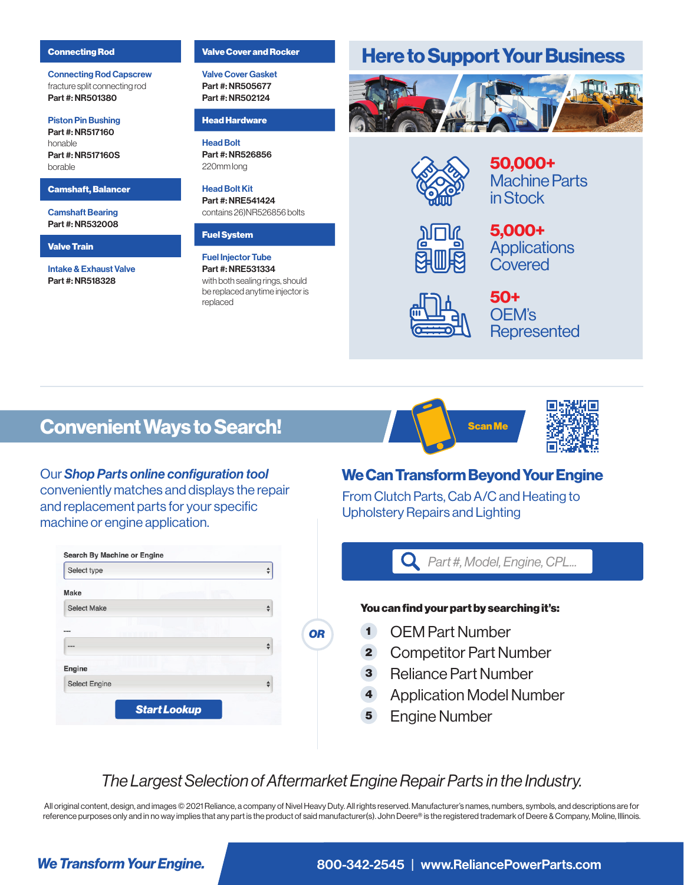## Connecting Rod

**Connecting Rod Capscrew**
fracture split connecting rod
**Part #: NR501380**

**Piston Pin Bushing**
**Part #: NR517160**
honable
**Part #: NR517160S**
borable

## Camshaft, Balancer

**Camshaft Bearing**
**Part #: NR532008**

## Valve Train

**Intake & Exhaust Valve**
**Part #: NR518328**

## Valve Cover and Rocker

**Valve Cover Gasket**
**Part #: NR505677**
**Part #: NR502124**

## Head Hardware

**Head Bolt**
**Part #: NR526856**
220mm long

**Head Bolt Kit**
**Part #: NRE541424**
contains 26)NR526856 bolts

## Fuel System

**Fuel Injector Tube**
**Part #: NRE531334**
with both sealing rings, should be replaced anytime injector is replaced

# Here to Support Your Business

**50,000+** Machine Parts in Stock

**5,000+** Applications Covered

**50+** OEM's Represented

# Convenient Ways to Search!

Scan Me

Our ***Shop Parts online configuration tool*** conveniently matches and displays the repair and replacement parts for your specific machine or engine application.

Search By Machine or Engine
Select type
Make
Select Make
---
---
Engine
Select Engine
**Start Lookup**

OR

## We Can Transform Beyond Your Engine

From Clutch Parts, Cab A/C and Heating to Upholstery Repairs and Lighting

Part #, Model, Engine, CPL...

**You can find your part by searching it's:**

1. OEM Part Number
2. Competitor Part Number
3. Reliance Part Number
4. Application Model Number
5. Engine Number

*The Largest Selection of Aftermarket Engine Repair Parts in the Industry.*

All original content, design, and images © 2021 Reliance, a company of Nivel Heavy Duty. All rights reserved. Manufacturer's names, numbers, symbols, and descriptions are for reference purposes only and in no way implies that any part is the product of said manufacturer(s). John Deere® is the registered trademark of Deere & Company, Moline, Illinois.

***We Transform Your Engine.***

**800-342-2545 | www.ReliancePowerParts.com**